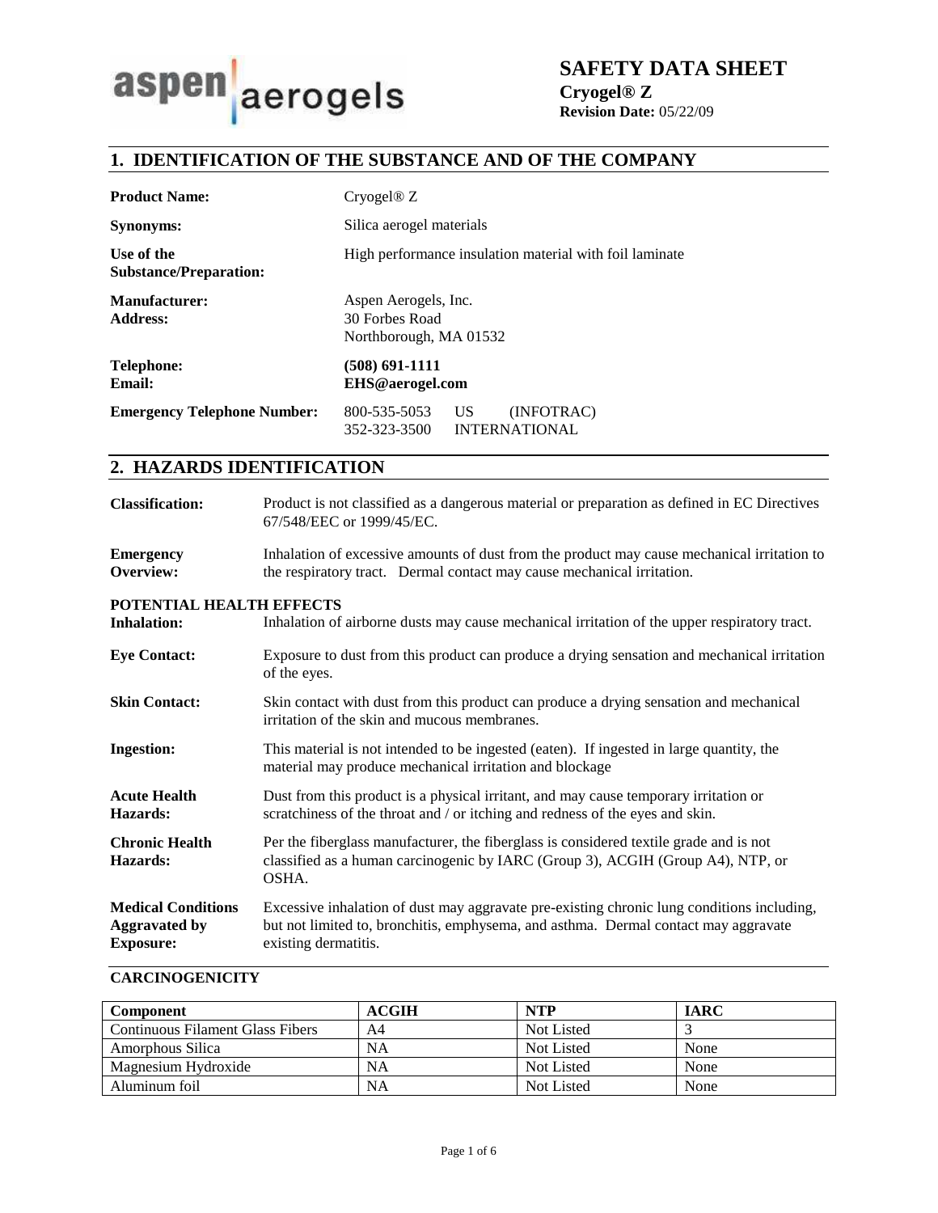aspen aerogels

# SAFETY DATA SHEET

**Cryogel® Z**
**Revision Date:** 05/22/09

## 1. IDENTIFICATION OF THE SUBSTANCE AND OF THE COMPANY

**Product Name:** Cryogel® Z

**Synonyms:** Silica aerogel materials

**Use of the Substance/Preparation:** High performance insulation material with foil laminate

**Manufacturer:**
**Address:**
Aspen Aerogels, Inc.
30 Forbes Road
Northborough, MA 01532

**Telephone:** **(508) 691-1111**
**Email:** **EHS@aerogel.com**

**Emergency Telephone Number:**
800-535-5053 US (INFOTRAC)
352-323-3500 INTERNATIONAL

## 2. HAZARDS IDENTIFICATION

**Classification:** Product is not classified as a dangerous material or preparation as defined in EC Directives 67/548/EEC or 1999/45/EC.

**Emergency Overview:** Inhalation of excessive amounts of dust from the product may cause mechanical irritation to the respiratory tract. Dermal contact may cause mechanical irritation.

**POTENTIAL HEALTH EFFECTS**

**Inhalation:** Inhalation of airborne dusts may cause mechanical irritation of the upper respiratory tract.

**Eye Contact:** Exposure to dust from this product can produce a drying sensation and mechanical irritation of the eyes.

**Skin Contact:** Skin contact with dust from this product can produce a drying sensation and mechanical irritation of the skin and mucous membranes.

**Ingestion:** This material is not intended to be ingested (eaten). If ingested in large quantity, the material may produce mechanical irritation and blockage

**Acute Health Hazards:** Dust from this product is a physical irritant, and may cause temporary irritation or scratchiness of the throat and / or itching and redness of the eyes and skin.

**Chronic Health Hazards:** Per the fiberglass manufacturer, the fiberglass is considered textile grade and is not classified as a human carcinogenic by IARC (Group 3), ACGIH (Group A4), NTP, or OSHA.

**Medical Conditions Aggravated by Exposure:** Excessive inhalation of dust may aggravate pre-existing chronic lung conditions including, but not limited to, bronchitis, emphysema, and asthma. Dermal contact may aggravate existing dermatitis.

**CARCINOGENICITY**

| Component | ACGIH | NTP | IARC |
|---|---|---|---|
| Continuous Filament Glass Fibers | A4 | Not Listed | 3 |
| Amorphous Silica | NA | Not Listed | None |
| Magnesium Hydroxide | NA | Not Listed | None |
| Aluminum foil | NA | Not Listed | None |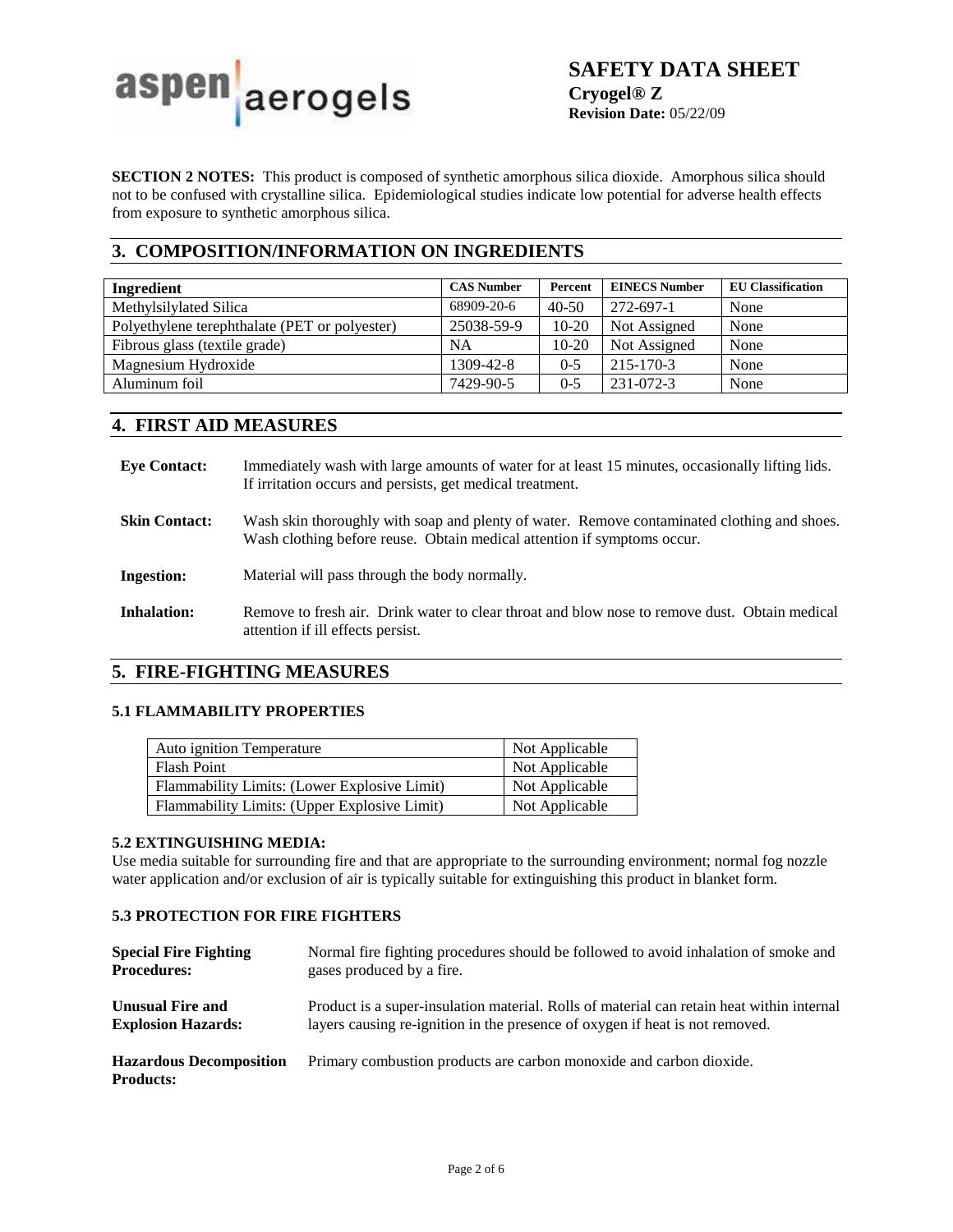**SECTION 2 NOTES:** This product is composed of synthetic amorphous silica dioxide. Amorphous silica should not to be confused with crystalline silica. Epidemiological studies indicate low potential for adverse health effects from exposure to synthetic amorphous silica.

## 3. COMPOSITION/INFORMATION ON INGREDIENTS

| Ingredient | CAS Number | Percent | EINECS Number | EU Classification |
|---|---|---|---|---|
| Methylsilylated Silica | 68909-20-6 | 40-50 | 272-697-1 | None |
| Polyethylene terephthalate (PET or polyester) | 25038-59-9 | 10-20 | Not Assigned | None |
| Fibrous glass (textile grade) | NA | 10-20 | Not Assigned | None |
| Magnesium Hydroxide | 1309-42-8 | 0-5 | 215-170-3 | None |
| Aluminum foil | 7429-90-5 | 0-5 | 231-072-3 | None |

## 4. FIRST AID MEASURES

**Eye Contact:** Immediately wash with large amounts of water for at least 15 minutes, occasionally lifting lids. If irritation occurs and persists, get medical treatment.

**Skin Contact:** Wash skin thoroughly with soap and plenty of water. Remove contaminated clothing and shoes. Wash clothing before reuse. Obtain medical attention if symptoms occur.

**Ingestion:** Material will pass through the body normally.

**Inhalation:** Remove to fresh air. Drink water to clear throat and blow nose to remove dust. Obtain medical attention if ill effects persist.

## 5. FIRE-FIGHTING MEASURES

### 5.1 FLAMMABILITY PROPERTIES

| Property | Value |
|---|---|
| Auto ignition Temperature | Not Applicable |
| Flash Point | Not Applicable |
| Flammability Limits: (Lower Explosive Limit) | Not Applicable |
| Flammability Limits: (Upper Explosive Limit) | Not Applicable |

### 5.2 EXTINGUISHING MEDIA:

Use media suitable for surrounding fire and that are appropriate to the surrounding environment; normal fog nozzle water application and/or exclusion of air is typically suitable for extinguishing this product in blanket form.

### 5.3 PROTECTION FOR FIRE FIGHTERS

**Special Fire Fighting Procedures:** Normal fire fighting procedures should be followed to avoid inhalation of smoke and gases produced by a fire.

**Unusual Fire and Explosion Hazards:** Product is a super-insulation material. Rolls of material can retain heat within internal layers causing re-ignition in the presence of oxygen if heat is not removed.

**Hazardous Decomposition Products:** Primary combustion products are carbon monoxide and carbon dioxide.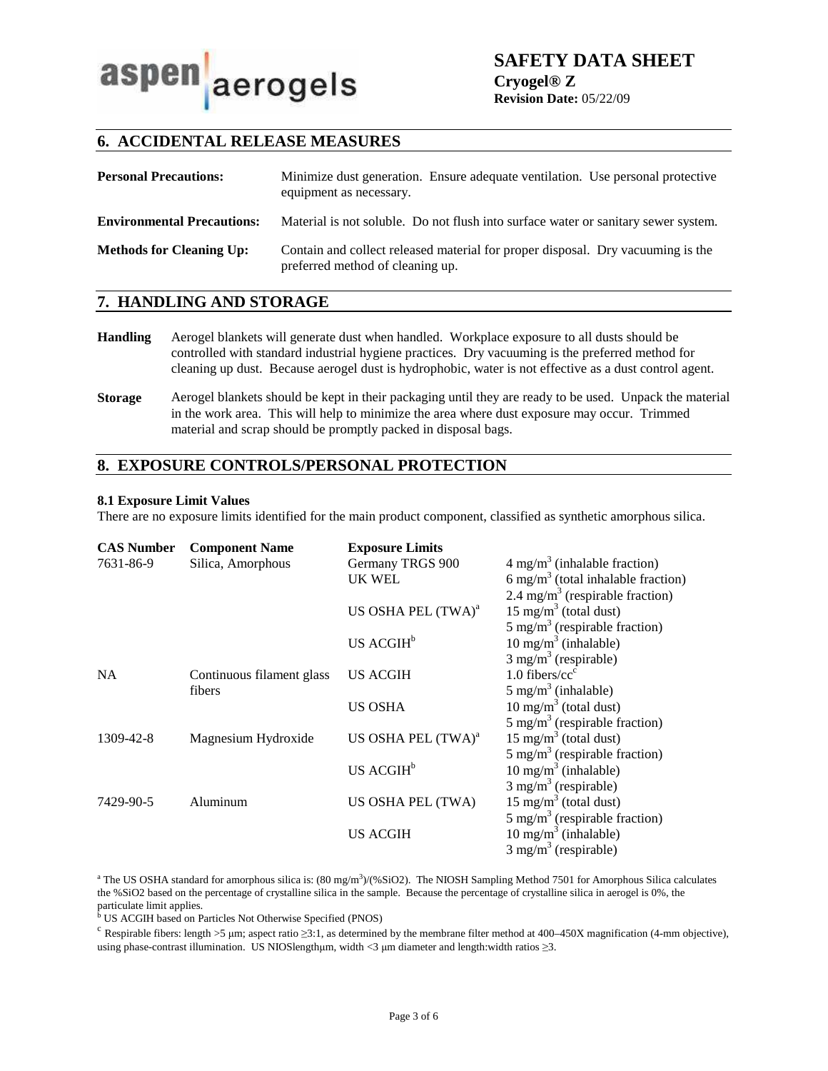## 6. ACCIDENTAL RELEASE MEASURES

**Personal Precautions:** Minimize dust generation. Ensure adequate ventilation. Use personal protective equipment as necessary.

**Environmental Precautions:** Material is not soluble. Do not flush into surface water or sanitary sewer system.

**Methods for Cleaning Up:** Contain and collect released material for proper disposal. Dry vacuuming is the preferred method of cleaning up.

## 7. HANDLING AND STORAGE

**Handling** Aerogel blankets will generate dust when handled. Workplace exposure to all dusts should be controlled with standard industrial hygiene practices. Dry vacuuming is the preferred method for cleaning up dust. Because aerogel dust is hydrophobic, water is not effective as a dust control agent.

**Storage** Aerogel blankets should be kept in their packaging until they are ready to be used. Unpack the material in the work area. This will help to minimize the area where dust exposure may occur. Trimmed material and scrap should be promptly packed in disposal bags.

## 8. EXPOSURE CONTROLS/PERSONAL PROTECTION

### 8.1 Exposure Limit Values

There are no exposure limits identified for the main product component, classified as synthetic amorphous silica.

| CAS Number | Component Name | Exposure Limits | |
|---|---|---|---|
| 7631-86-9 | Silica, Amorphous | Germany TRGS 900 | 4 mg/m$^3$ (inhalable fraction) |
| | | UK WEL | 6 mg/m$^3$ (total inhalable fraction) |
| | | | 2.4 mg/m$^3$ (respirable fraction) |
| | | US OSHA PEL (TWA)[a] | 15 mg/m$^3$ (total dust) |
| | | | 5 mg/m$^3$ (respirable fraction) |
| | | US ACGIH[b] | 10 mg/m$^3$ (inhalable) |
| | | | 3 mg/m$^3$ (respirable) |
| NA | Continuous filament glass fibers | US ACGIH | 1.0 fibers/cc[c] |
| | | | 5 mg/m$^3$ (inhalable) |
| | | US OSHA | 10 mg/m$^3$ (total dust) |
| | | | 5 mg/m$^3$ (respirable fraction) |
| 1309-42-8 | Magnesium Hydroxide | US OSHA PEL (TWA)[a] | 15 mg/m$^3$ (total dust) |
| | | | 5 mg/m$^3$ (respirable fraction) |
| | | US ACGIH[b] | 10 mg/m$^3$ (inhalable) |
| | | | 3 mg/m$^3$ (respirable) |
| 7429-90-5 | Aluminum | US OSHA PEL (TWA) | 15 mg/m$^3$ (total dust) |
| | | | 5 mg/m$^3$ (respirable fraction) |
| | | US ACGIH | 10 mg/m$^3$ (inhalable) |
| | | | 3 mg/m$^3$ (respirable) |

[a] The US OSHA standard for amorphous silica is: (80 mg/m$^3$)/(%SiO2). The NIOSH Sampling Method 7501 for Amorphous Silica calculates the %SiO2 based on the percentage of crystalline silica in the sample. Because the percentage of crystalline silica in aerogel is 0%, the particulate limit applies.

[b] US ACGIH based on Particles Not Otherwise Specified (PNOS)

[c] Respirable fibers: length >5 µm; aspect ratio ≥3:1, as determined by the membrane filter method at 400–450X magnification (4-mm objective), using phase-contrast illumination. US NIOSlengthµm, width <3 µm diameter and length:width ratios ≥3.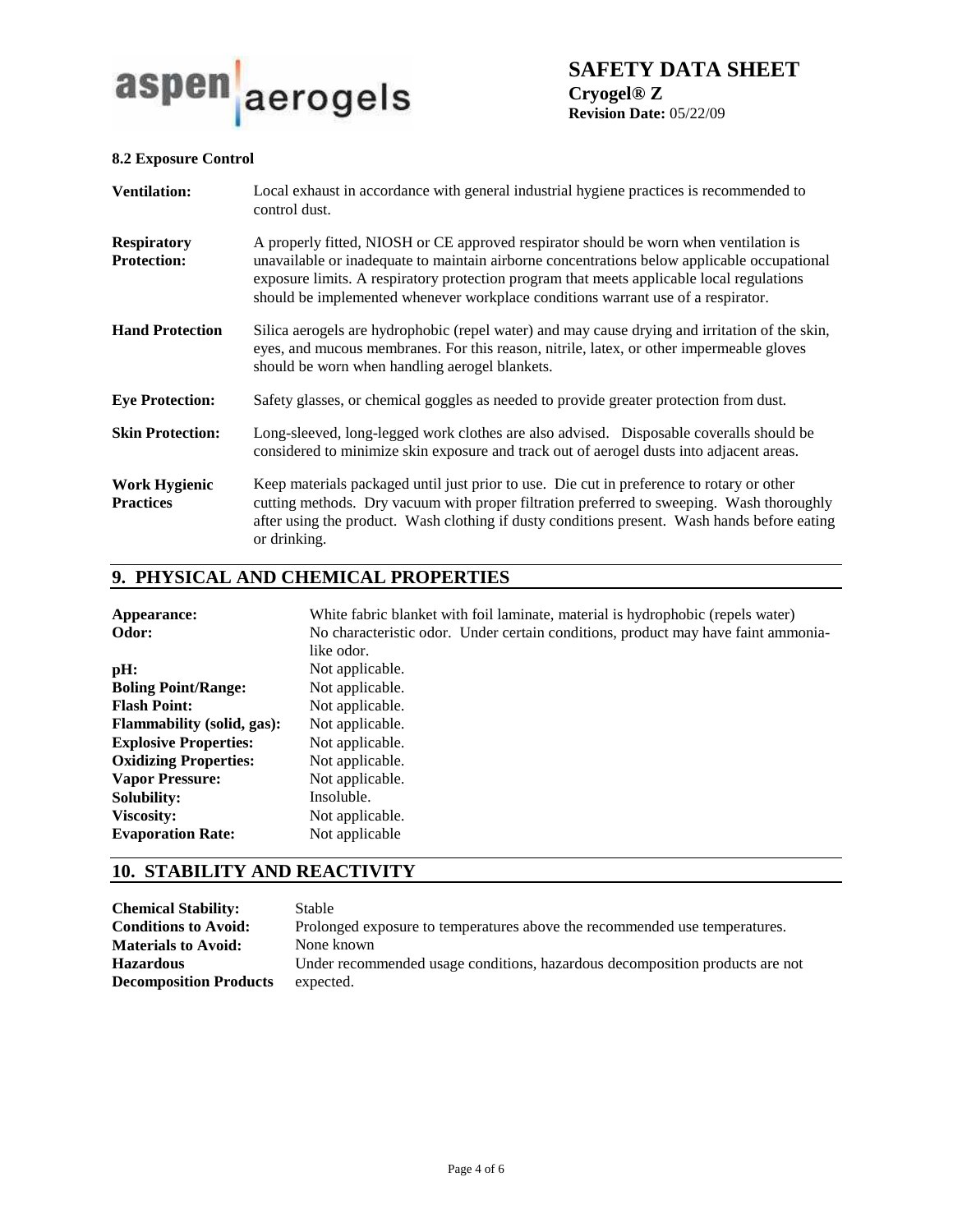### 8.2 Exposure Control

| | |
|---|---|
| **Ventilation:** | Local exhaust in accordance with general industrial hygiene practices is recommended to control dust. |
| **Respiratory Protection:** | A properly fitted, NIOSH or CE approved respirator should be worn when ventilation is unavailable or inadequate to maintain airborne concentrations below applicable occupational exposure limits. A respiratory protection program that meets applicable local regulations should be implemented whenever workplace conditions warrant use of a respirator. |
| **Hand Protection** | Silica aerogels are hydrophobic (repel water) and may cause drying and irritation of the skin, eyes, and mucous membranes. For this reason, nitrile, latex, or other impermeable gloves should be worn when handling aerogel blankets. |
| **Eye Protection:** | Safety glasses, or chemical goggles as needed to provide greater protection from dust. |
| **Skin Protection:** | Long-sleeved, long-legged work clothes are also advised. Disposable coveralls should be considered to minimize skin exposure and track out of aerogel dusts into adjacent areas. |
| **Work Hygienic Practices** | Keep materials packaged until just prior to use. Die cut in preference to rotary or other cutting methods. Dry vacuum with proper filtration preferred to sweeping. Wash thoroughly after using the product. Wash clothing if dusty conditions present. Wash hands before eating or drinking. |

## 9. PHYSICAL AND CHEMICAL PROPERTIES

| | |
|---|---|
| **Appearance:** | White fabric blanket with foil laminate, material is hydrophobic (repels water) |
| **Odor:** | No characteristic odor. Under certain conditions, product may have faint ammonia-like odor. |
| **pH:** | Not applicable. |
| **Boling Point/Range:** | Not applicable. |
| **Flash Point:** | Not applicable. |
| **Flammability (solid, gas):** | Not applicable. |
| **Explosive Properties:** | Not applicable. |
| **Oxidizing Properties:** | Not applicable. |
| **Vapor Pressure:** | Not applicable. |
| **Solubility:** | Insoluble. |
| **Viscosity:** | Not applicable. |
| **Evaporation Rate:** | Not applicable |

## 10. STABILITY AND REACTIVITY

| | |
|---|---|
| **Chemical Stability:** | Stable |
| **Conditions to Avoid:** | Prolonged exposure to temperatures above the recommended use temperatures. |
| **Materials to Avoid:** | None known |
| **Hazardous Decomposition Products** | Under recommended usage conditions, hazardous decomposition products are not expected. |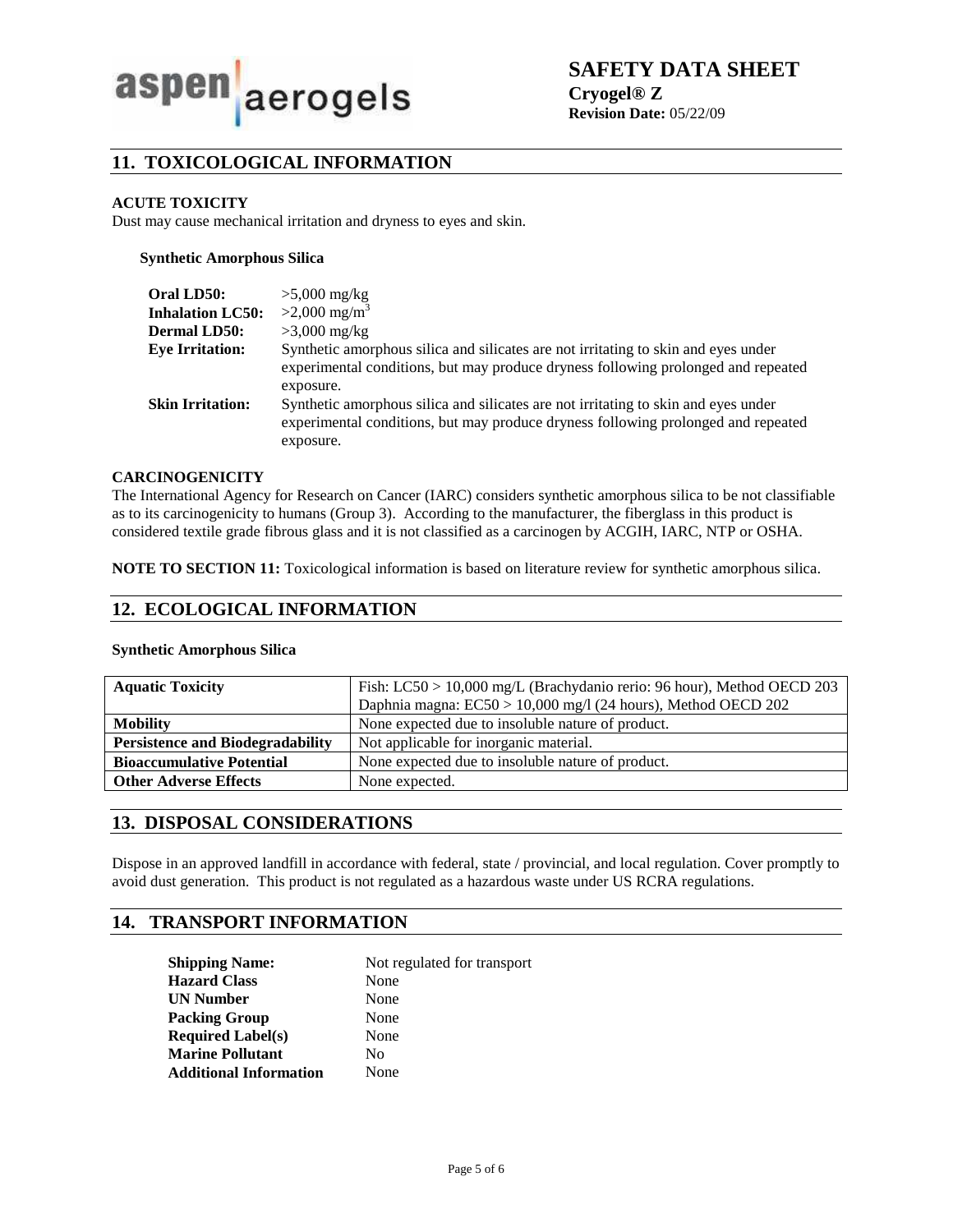## 11. TOXICOLOGICAL INFORMATION

**ACUTE TOXICITY**

Dust may cause mechanical irritation and dryness to eyes and skin.

**Synthetic Amorphous Silica**

| | |
|---|---|
| **Oral LD50:** | >5,000 mg/kg |
| **Inhalation LC50:** | >2,000 mg/m$^3$ |
| **Dermal LD50:** | >3,000 mg/kg |
| **Eye Irritation:** | Synthetic amorphous silica and silicates are not irritating to skin and eyes under experimental conditions, but may produce dryness following prolonged and repeated exposure. |
| **Skin Irritation:** | Synthetic amorphous silica and silicates are not irritating to skin and eyes under experimental conditions, but may produce dryness following prolonged and repeated exposure. |

**CARCINOGENICITY**

The International Agency for Research on Cancer (IARC) considers synthetic amorphous silica to be not classifiable as to its carcinogenicity to humans (Group 3). According to the manufacturer, the fiberglass in this product is considered textile grade fibrous glass and it is not classified as a carcinogen by ACGIH, IARC, NTP or OSHA.

**NOTE TO SECTION 11:** Toxicological information is based on literature review for synthetic amorphous silica.

## 12. ECOLOGICAL INFORMATION

**Synthetic Amorphous Silica**

| | |
|---|---|
| **Aquatic Toxicity** | Fish: LC50 > 10,000 mg/L (Brachydanio rerio: 96 hour), Method OECD 203<br>Daphnia magna: EC50 > 10,000 mg/l (24 hours), Method OECD 202 |
| **Mobility** | None expected due to insoluble nature of product. |
| **Persistence and Biodegradability** | Not applicable for inorganic material. |
| **Bioaccumulative Potential** | None expected due to insoluble nature of product. |
| **Other Adverse Effects** | None expected. |

## 13. DISPOSAL CONSIDERATIONS

Dispose in an approved landfill in accordance with federal, state / provincial, and local regulation. Cover promptly to avoid dust generation. This product is not regulated as a hazardous waste under US RCRA regulations.

## 14. TRANSPORT INFORMATION

| | |
|---|---|
| **Shipping Name:** | Not regulated for transport |
| **Hazard Class** | None |
| **UN Number** | None |
| **Packing Group** | None |
| **Required Label(s)** | None |
| **Marine Pollutant** | No |
| **Additional Information** | None |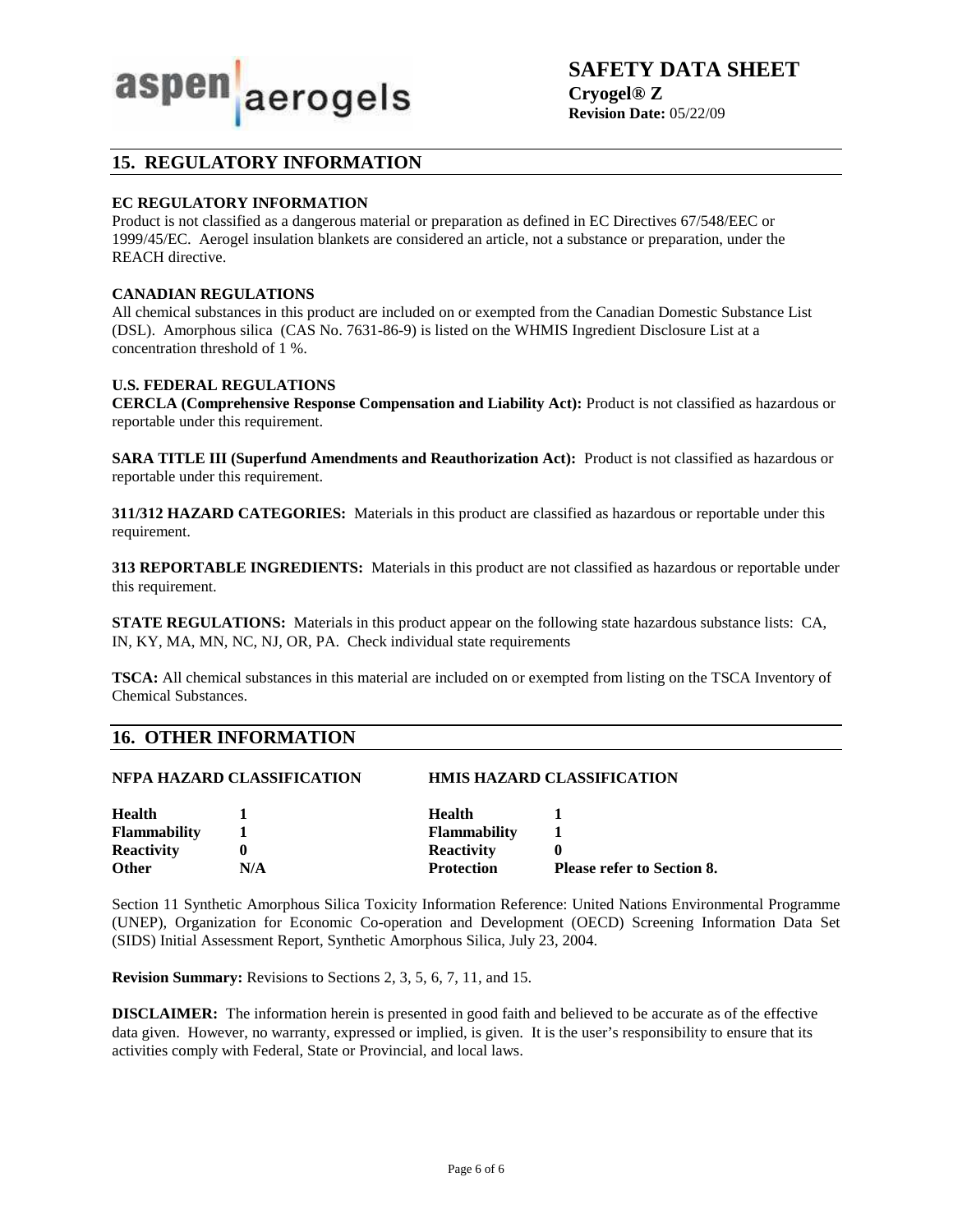## 15. REGULATORY INFORMATION

**EC REGULATORY INFORMATION**

Product is not classified as a dangerous material or preparation as defined in EC Directives 67/548/EEC or 1999/45/EC. Aerogel insulation blankets are considered an article, not a substance or preparation, under the REACH directive.

**CANADIAN REGULATIONS**

All chemical substances in this product are included on or exempted from the Canadian Domestic Substance List (DSL). Amorphous silica (CAS No. 7631-86-9) is listed on the WHMIS Ingredient Disclosure List at a concentration threshold of 1 %.

**U.S. FEDERAL REGULATIONS**

**CERCLA (Comprehensive Response Compensation and Liability Act):** Product is not classified as hazardous or reportable under this requirement.

**SARA TITLE III (Superfund Amendments and Reauthorization Act):** Product is not classified as hazardous or reportable under this requirement.

**311/312 HAZARD CATEGORIES:** Materials in this product are classified as hazardous or reportable under this requirement.

**313 REPORTABLE INGREDIENTS:** Materials in this product are not classified as hazardous or reportable under this requirement.

**STATE REGULATIONS:** Materials in this product appear on the following state hazardous substance lists: CA, IN, KY, MA, MN, NC, NJ, OR, PA. Check individual state requirements

**TSCA:** All chemical substances in this material are included on or exempted from listing on the TSCA Inventory of Chemical Substances.

## 16. OTHER INFORMATION

| NFPA HAZARD CLASSIFICATION | | HMIS HAZARD CLASSIFICATION | |
|---|---|---|---|
| **Health** | **1** | **Health** | **1** |
| **Flammability** | **1** | **Flammability** | **1** |
| **Reactivity** | **0** | **Reactivity** | **0** |
| **Other** | **N/A** | **Protection** | **Please refer to Section 8.** |

Section 11 Synthetic Amorphous Silica Toxicity Information Reference: United Nations Environmental Programme (UNEP), Organization for Economic Co-operation and Development (OECD) Screening Information Data Set (SIDS) Initial Assessment Report, Synthetic Amorphous Silica, July 23, 2004.

**Revision Summary:** Revisions to Sections 2, 3, 5, 6, 7, 11, and 15.

**DISCLAIMER:** The information herein is presented in good faith and believed to be accurate as of the effective data given. However, no warranty, expressed or implied, is given. It is the user's responsibility to ensure that its activities comply with Federal, State or Provincial, and local laws.